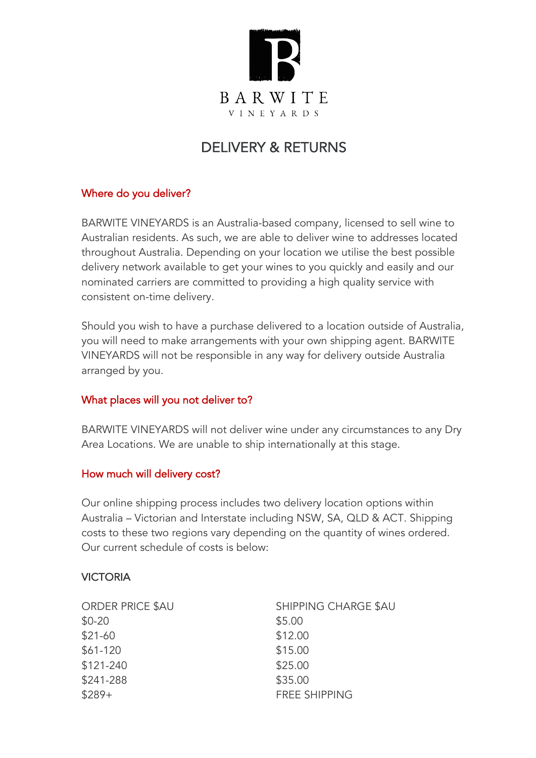# BARWITE

VINEYARDS

## DELIVERY & RETURNS

### Where do you deliver?

BARWITE VINEYARDS is an Australia-based company, licensed to sell wine to Australian residents. As such, we are able to deliver wine to addresses located throughout Australia. Depending on your location we utilise the best possible delivery network available to get your wines to you quickly and easily and our nominated carriers are committed to providing a high quality service with consistent on-time delivery.

Should you wish to have a purchase delivered to a location outside of Australia, you will need to make arrangements with your own shipping agent. BARWITE VINEYARDS will not be responsible in any way for delivery outside Australia arranged by you.

### What places will you not deliver to?

BARWITE VINEYARDS will not deliver wine under any circumstances to any Dry Area Locations. We are unable to ship internationally at this stage.

### How much will delivery cost?

Our online shipping process includes two delivery location options within Australia – Victorian and Interstate including NSW, SA, QLD & ACT. Shipping costs to these two regions vary depending on the quantity of wines ordered. Our current schedule of costs is below:

#### VICTORIA

| ORDER PRICE $AU | SHIPPING CHARGE $AU |
|---|---|
| $0-20 | $5.00 |
| $21-60 | $12.00 |
| $61-120 | $15.00 |
| $121-240 | $25.00 |
| $241-288 | $35.00 |
| $289+ | FREE SHIPPING |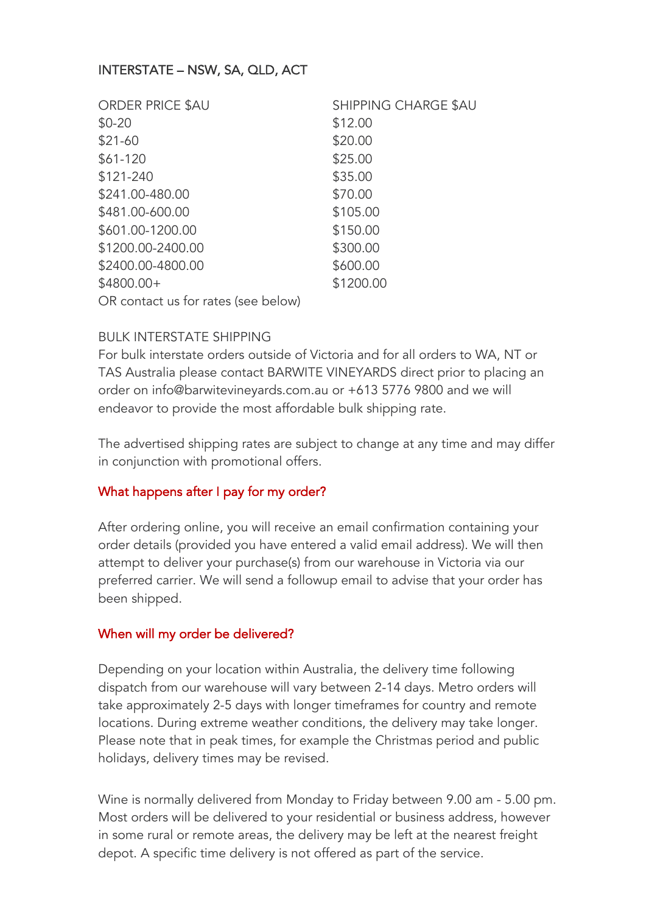## INTERSTATE – NSW, SA, QLD, ACT

| ORDER PRICE $AU | SHIPPING CHARGE $AU |
|---|---|
| $0-20 | $12.00 |
| $21-60 | $20.00 |
| $61-120 | $25.00 |
| $121-240 | $35.00 |
| $241.00-480.00 | $70.00 |
| $481.00-600.00 | $105.00 |
| $601.00-1200.00 | $150.00 |
| $1200.00-2400.00 | $300.00 |
| $2400.00-4800.00 | $600.00 |
| $4800.00+ | $1200.00 |

OR contact us for rates (see below)

BULK INTERSTATE SHIPPING

For bulk interstate orders outside of Victoria and for all orders to WA, NT or TAS Australia please contact BARWITE VINEYARDS direct prior to placing an order on info@barwitevineyards.com.au or +613 5776 9800 and we will endeavor to provide the most affordable bulk shipping rate.

The advertised shipping rates are subject to change at any time and may differ in conjunction with promotional offers.

### What happens after I pay for my order?

After ordering online, you will receive an email confirmation containing your order details (provided you have entered a valid email address). We will then attempt to deliver your purchase(s) from our warehouse in Victoria via our preferred carrier. We will send a followup email to advise that your order has been shipped.

### When will my order be delivered?

Depending on your location within Australia, the delivery time following dispatch from our warehouse will vary between 2-14 days. Metro orders will take approximately 2-5 days with longer timeframes for country and remote locations. During extreme weather conditions, the delivery may take longer. Please note that in peak times, for example the Christmas period and public holidays, delivery times may be revised.

Wine is normally delivered from Monday to Friday between 9.00 am - 5.00 pm. Most orders will be delivered to your residential or business address, however in some rural or remote areas, the delivery may be left at the nearest freight depot. A specific time delivery is not offered as part of the service.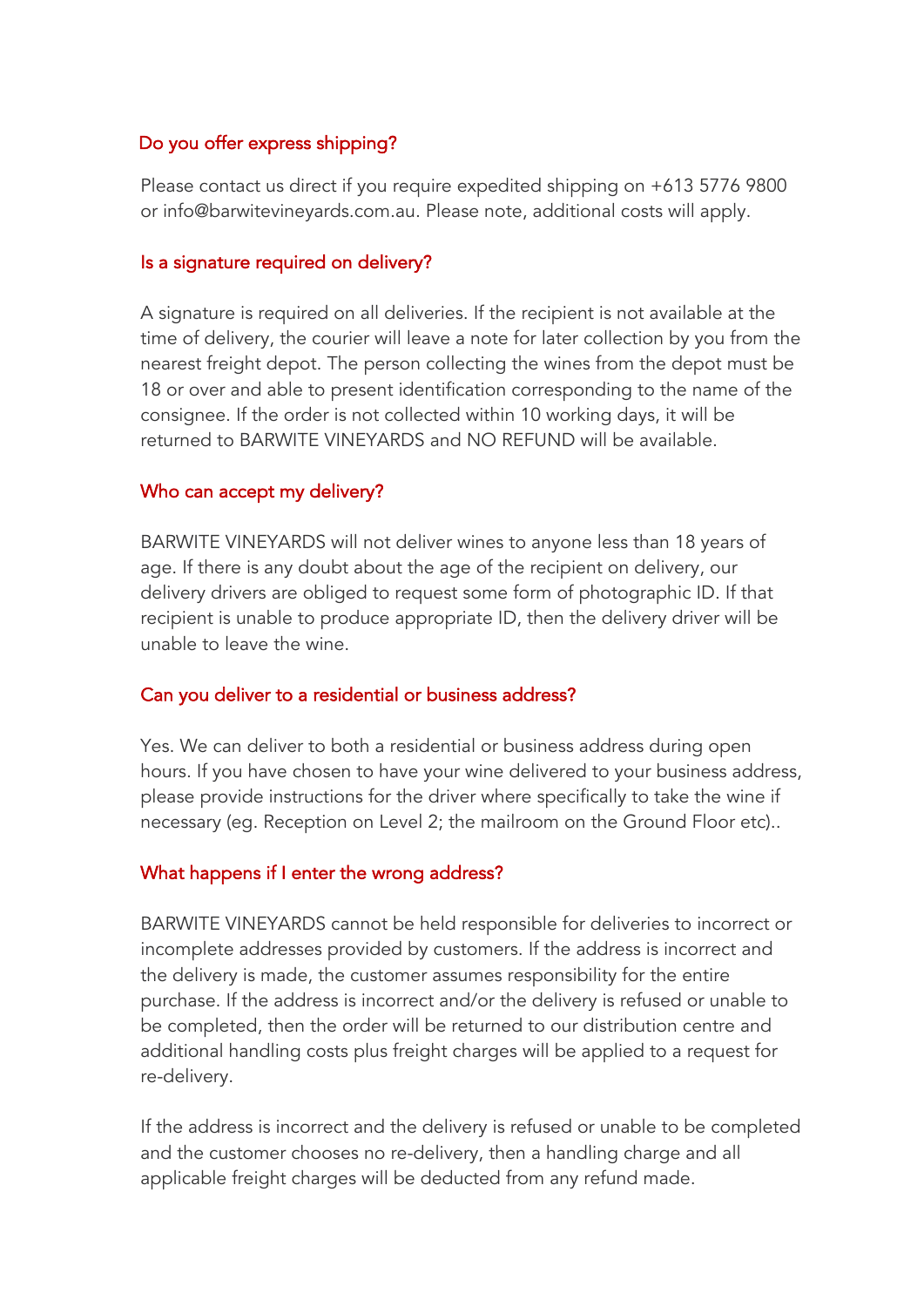## Do you offer express shipping?

Please contact us direct if you require expedited shipping on +613 5776 9800 or info@barwitevineyards.com.au. Please note, additional costs will apply.

## Is a signature required on delivery?

A signature is required on all deliveries. If the recipient is not available at the time of delivery, the courier will leave a note for later collection by you from the nearest freight depot. The person collecting the wines from the depot must be 18 or over and able to present identification corresponding to the name of the consignee. If the order is not collected within 10 working days, it will be returned to BARWITE VINEYARDS and NO REFUND will be available.

## Who can accept my delivery?

BARWITE VINEYARDS will not deliver wines to anyone less than 18 years of age. If there is any doubt about the age of the recipient on delivery, our delivery drivers are obliged to request some form of photographic ID. If that recipient is unable to produce appropriate ID, then the delivery driver will be unable to leave the wine.

## Can you deliver to a residential or business address?

Yes. We can deliver to both a residential or business address during open hours. If you have chosen to have your wine delivered to your business address, please provide instructions for the driver where specifically to take the wine if necessary (eg. Reception on Level 2; the mailroom on the Ground Floor etc)..

## What happens if I enter the wrong address?

BARWITE VINEYARDS cannot be held responsible for deliveries to incorrect or incomplete addresses provided by customers. If the address is incorrect and the delivery is made, the customer assumes responsibility for the entire purchase. If the address is incorrect and/or the delivery is refused or unable to be completed, then the order will be returned to our distribution centre and additional handling costs plus freight charges will be applied to a request for re-delivery.

If the address is incorrect and the delivery is refused or unable to be completed and the customer chooses no re-delivery, then a handling charge and all applicable freight charges will be deducted from any refund made.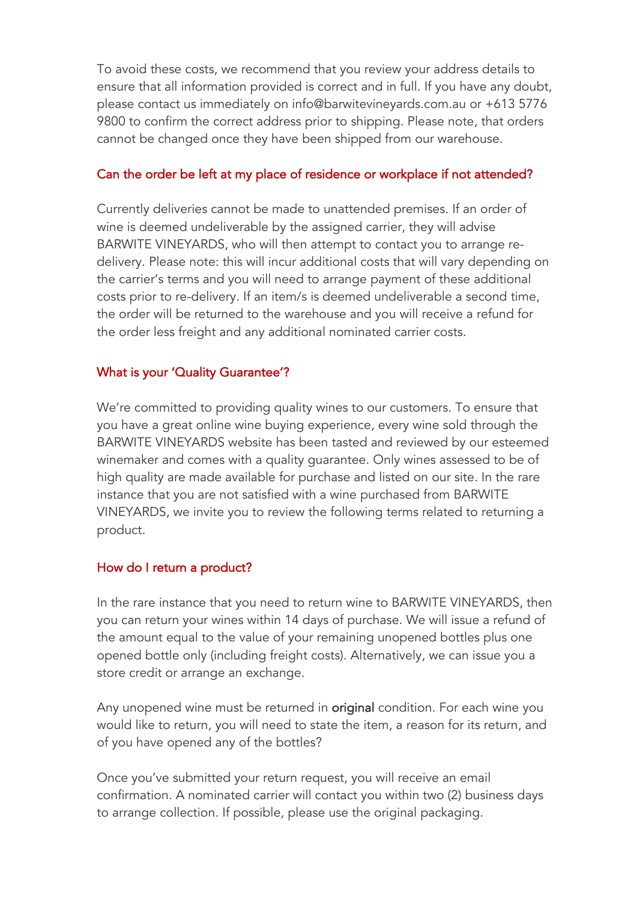To avoid these costs, we recommend that you review your address details to ensure that all information provided is correct and in full. If you have any doubt, please contact us immediately on info@barwitevineyards.com.au or +613 5776 9800 to confirm the correct address prior to shipping. Please note, that orders cannot be changed once they have been shipped from our warehouse.

## Can the order be left at my place of residence or workplace if not attended?

Currently deliveries cannot be made to unattended premises. If an order of wine is deemed undeliverable by the assigned carrier, they will advise BARWITE VINEYARDS, who will then attempt to contact you to arrange re-delivery. Please note: this will incur additional costs that will vary depending on the carrier's terms and you will need to arrange payment of these additional costs prior to re-delivery. If an item/s is deemed undeliverable a second time, the order will be returned to the warehouse and you will receive a refund for the order less freight and any additional nominated carrier costs.

## What is your 'Quality Guarantee'?

We're committed to providing quality wines to our customers. To ensure that you have a great online wine buying experience, every wine sold through the BARWITE VINEYARDS website has been tasted and reviewed by our esteemed winemaker and comes with a quality guarantee. Only wines assessed to be of high quality are made available for purchase and listed on our site. In the rare instance that you are not satisfied with a wine purchased from BARWITE VINEYARDS, we invite you to review the following terms related to returning a product.

## How do I return a product?

In the rare instance that you need to return wine to BARWITE VINEYARDS, then you can return your wines within 14 days of purchase. We will issue a refund of the amount equal to the value of your remaining unopened bottles plus one opened bottle only (including freight costs). Alternatively, we can issue you a store credit or arrange an exchange.

Any unopened wine must be returned in original condition. For each wine you would like to return, you will need to state the item, a reason for its return, and of you have opened any of the bottles?

Once you've submitted your return request, you will receive an email confirmation. A nominated carrier will contact you within two (2) business days to arrange collection. If possible, please use the original packaging.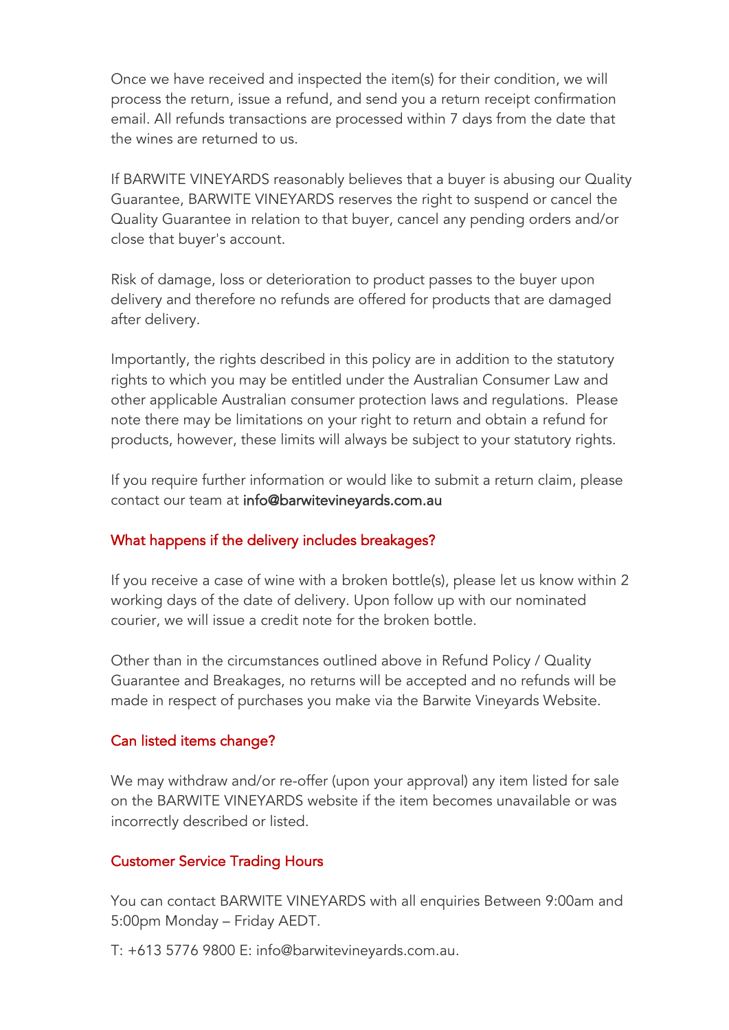Once we have received and inspected the item(s) for their condition, we will process the return, issue a refund, and send you a return receipt confirmation email. All refunds transactions are processed within 7 days from the date that the wines are returned to us.

If BARWITE VINEYARDS reasonably believes that a buyer is abusing our Quality Guarantee, BARWITE VINEYARDS reserves the right to suspend or cancel the Quality Guarantee in relation to that buyer, cancel any pending orders and/or close that buyer's account.

Risk of damage, loss or deterioration to product passes to the buyer upon delivery and therefore no refunds are offered for products that are damaged after delivery.

Importantly, the rights described in this policy are in addition to the statutory rights to which you may be entitled under the Australian Consumer Law and other applicable Australian consumer protection laws and regulations. Please note there may be limitations on your right to return and obtain a refund for products, however, these limits will always be subject to your statutory rights.

If you require further information or would like to submit a return claim, please contact our team at info@barwitevineyards.com.au

## What happens if the delivery includes breakages?

If you receive a case of wine with a broken bottle(s), please let us know within 2 working days of the date of delivery. Upon follow up with our nominated courier, we will issue a credit note for the broken bottle.

Other than in the circumstances outlined above in Refund Policy / Quality Guarantee and Breakages, no returns will be accepted and no refunds will be made in respect of purchases you make via the Barwite Vineyards Website.

## Can listed items change?

We may withdraw and/or re-offer (upon your approval) any item listed for sale on the BARWITE VINEYARDS website if the item becomes unavailable or was incorrectly described or listed.

## Customer Service Trading Hours

You can contact BARWITE VINEYARDS with all enquiries Between 9:00am and 5:00pm Monday – Friday AEDT.

T: +613 5776 9800 E: info@barwitevineyards.com.au.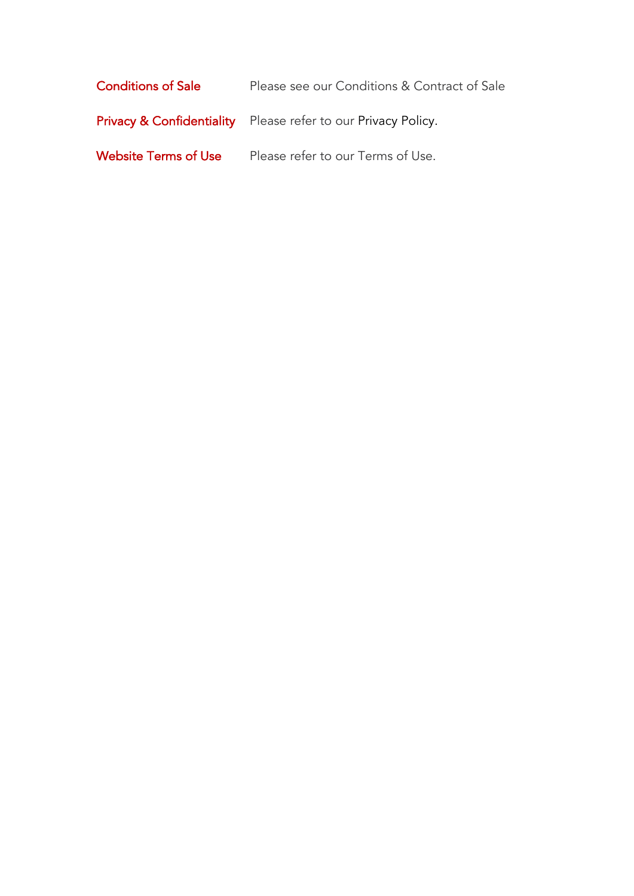| | |
|---|---|
| **Conditions of Sale** | Please see our Conditions & Contract of Sale |
| **Privacy & Confidentiality** | Please refer to our Privacy Policy. |
| **Website Terms of Use** | Please refer to our Terms of Use. |